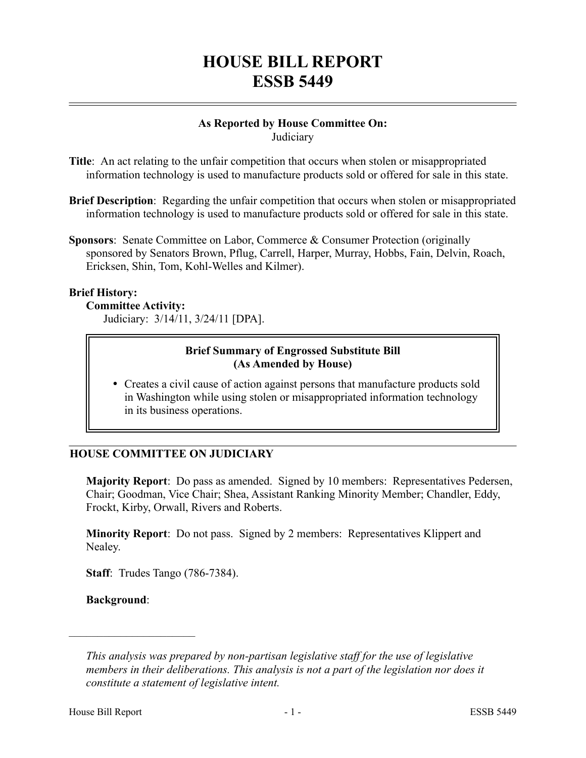# HOUSE BILL REPORT
# ESSB 5449

**As Reported by House Committee On:**
Judiciary

**Title**: An act relating to the unfair competition that occurs when stolen or misappropriated information technology is used to manufacture products sold or offered for sale in this state.

**Brief Description**: Regarding the unfair competition that occurs when stolen or misappropriated information technology is used to manufacture products sold or offered for sale in this state.

**Sponsors**: Senate Committee on Labor, Commerce & Consumer Protection (originally sponsored by Senators Brown, Pflug, Carrell, Harper, Murray, Hobbs, Fain, Delvin, Roach, Ericksen, Shin, Tom, Kohl-Welles and Kilmer).

**Brief History:**

**Committee Activity:**

Judiciary: 3/14/11, 3/24/11 [DPA].

**Brief Summary of Engrossed Substitute Bill (As Amended by House)**

- Creates a civil cause of action against persons that manufacture products sold in Washington while using stolen or misappropriated information technology in its business operations.

## HOUSE COMMITTEE ON JUDICIARY

**Majority Report**: Do pass as amended. Signed by 10 members: Representatives Pedersen, Chair; Goodman, Vice Chair; Shea, Assistant Ranking Minority Member; Chandler, Eddy, Frockt, Kirby, Orwall, Rivers and Roberts.

**Minority Report**: Do not pass. Signed by 2 members: Representatives Klippert and Nealey.

**Staff**: Trudes Tango (786-7384).

**Background**:

---

*This analysis was prepared by non-partisan legislative staff for the use of legislative members in their deliberations. This analysis is not a part of the legislation nor does it constitute a statement of legislative intent.*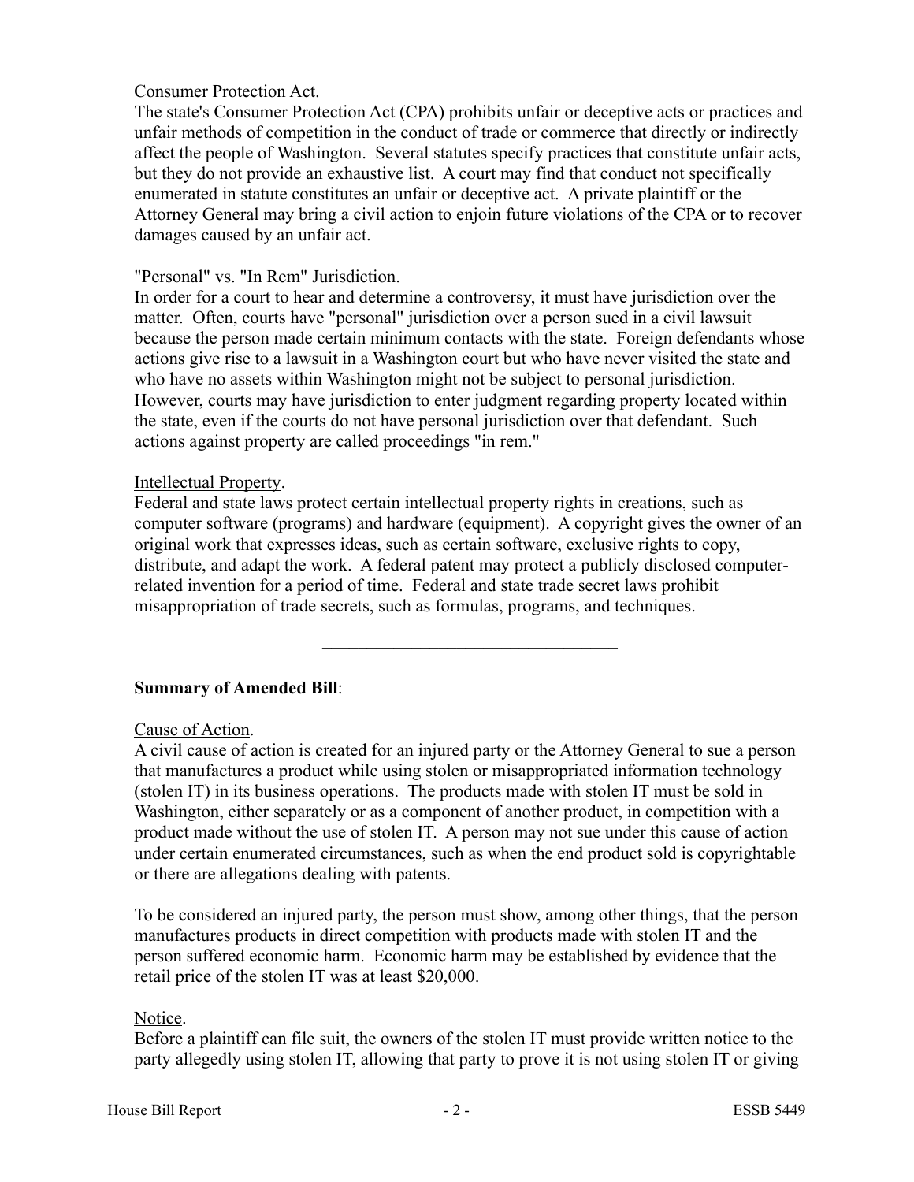Consumer Protection Act.

The state's Consumer Protection Act (CPA) prohibits unfair or deceptive acts or practices and unfair methods of competition in the conduct of trade or commerce that directly or indirectly affect the people of Washington. Several statutes specify practices that constitute unfair acts, but they do not provide an exhaustive list. A court may find that conduct not specifically enumerated in statute constitutes an unfair or deceptive act. A private plaintiff or the Attorney General may bring a civil action to enjoin future violations of the CPA or to recover damages caused by an unfair act.

"Personal" vs. "In Rem" Jurisdiction.

In order for a court to hear and determine a controversy, it must have jurisdiction over the matter. Often, courts have "personal" jurisdiction over a person sued in a civil lawsuit because the person made certain minimum contacts with the state. Foreign defendants whose actions give rise to a lawsuit in a Washington court but who have never visited the state and who have no assets within Washington might not be subject to personal jurisdiction. However, courts may have jurisdiction to enter judgment regarding property located within the state, even if the courts do not have personal jurisdiction over that defendant. Such actions against property are called proceedings "in rem."

Intellectual Property.

Federal and state laws protect certain intellectual property rights in creations, such as computer software (programs) and hardware (equipment). A copyright gives the owner of an original work that expresses ideas, such as certain software, exclusive rights to copy, distribute, and adapt the work. A federal patent may protect a publicly disclosed computer-related invention for a period of time. Federal and state trade secret laws prohibit misappropriation of trade secrets, such as formulas, programs, and techniques.

---

**Summary of Amended Bill**:

Cause of Action.

A civil cause of action is created for an injured party or the Attorney General to sue a person that manufactures a product while using stolen or misappropriated information technology (stolen IT) in its business operations. The products made with stolen IT must be sold in Washington, either separately or as a component of another product, in competition with a product made without the use of stolen IT. A person may not sue under this cause of action under certain enumerated circumstances, such as when the end product sold is copyrightable or there are allegations dealing with patents.

To be considered an injured party, the person must show, among other things, that the person manufactures products in direct competition with products made with stolen IT and the person suffered economic harm. Economic harm may be established by evidence that the retail price of the stolen IT was at least $20,000.

Notice.

Before a plaintiff can file suit, the owners of the stolen IT must provide written notice to the party allegedly using stolen IT, allowing that party to prove it is not using stolen IT or giving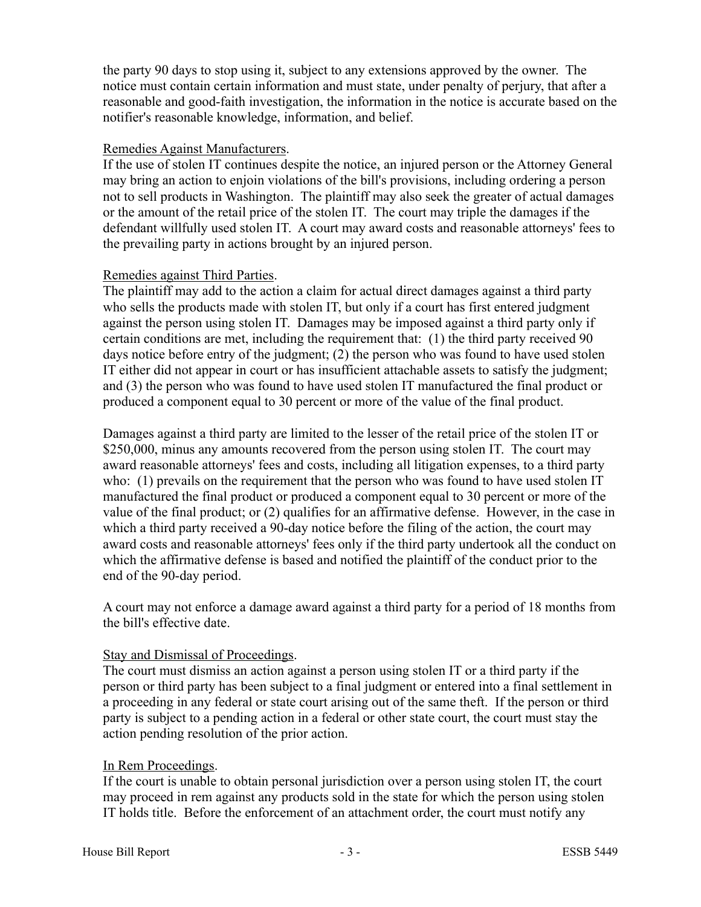the party 90 days to stop using it, subject to any extensions approved by the owner. The notice must contain certain information and must state, under penalty of perjury, that after a reasonable and good-faith investigation, the information in the notice is accurate based on the notifier's reasonable knowledge, information, and belief.

Remedies Against Manufacturers.

If the use of stolen IT continues despite the notice, an injured person or the Attorney General may bring an action to enjoin violations of the bill's provisions, including ordering a person not to sell products in Washington. The plaintiff may also seek the greater of actual damages or the amount of the retail price of the stolen IT. The court may triple the damages if the defendant willfully used stolen IT. A court may award costs and reasonable attorneys' fees to the prevailing party in actions brought by an injured person.

Remedies against Third Parties.

The plaintiff may add to the action a claim for actual direct damages against a third party who sells the products made with stolen IT, but only if a court has first entered judgment against the person using stolen IT. Damages may be imposed against a third party only if certain conditions are met, including the requirement that: (1) the third party received 90 days notice before entry of the judgment; (2) the person who was found to have used stolen IT either did not appear in court or has insufficient attachable assets to satisfy the judgment; and (3) the person who was found to have used stolen IT manufactured the final product or produced a component equal to 30 percent or more of the value of the final product.

Damages against a third party are limited to the lesser of the retail price of the stolen IT or $250,000, minus any amounts recovered from the person using stolen IT. The court may award reasonable attorneys' fees and costs, including all litigation expenses, to a third party who: (1) prevails on the requirement that the person who was found to have used stolen IT manufactured the final product or produced a component equal to 30 percent or more of the value of the final product; or (2) qualifies for an affirmative defense. However, in the case in which a third party received a 90-day notice before the filing of the action, the court may award costs and reasonable attorneys' fees only if the third party undertook all the conduct on which the affirmative defense is based and notified the plaintiff of the conduct prior to the end of the 90-day period.

A court may not enforce a damage award against a third party for a period of 18 months from the bill's effective date.

Stay and Dismissal of Proceedings.

The court must dismiss an action against a person using stolen IT or a third party if the person or third party has been subject to a final judgment or entered into a final settlement in a proceeding in any federal or state court arising out of the same theft. If the person or third party is subject to a pending action in a federal or other state court, the court must stay the action pending resolution of the prior action.

In Rem Proceedings.

If the court is unable to obtain personal jurisdiction over a person using stolen IT, the court may proceed in rem against any products sold in the state for which the person using stolen IT holds title. Before the enforcement of an attachment order, the court must notify any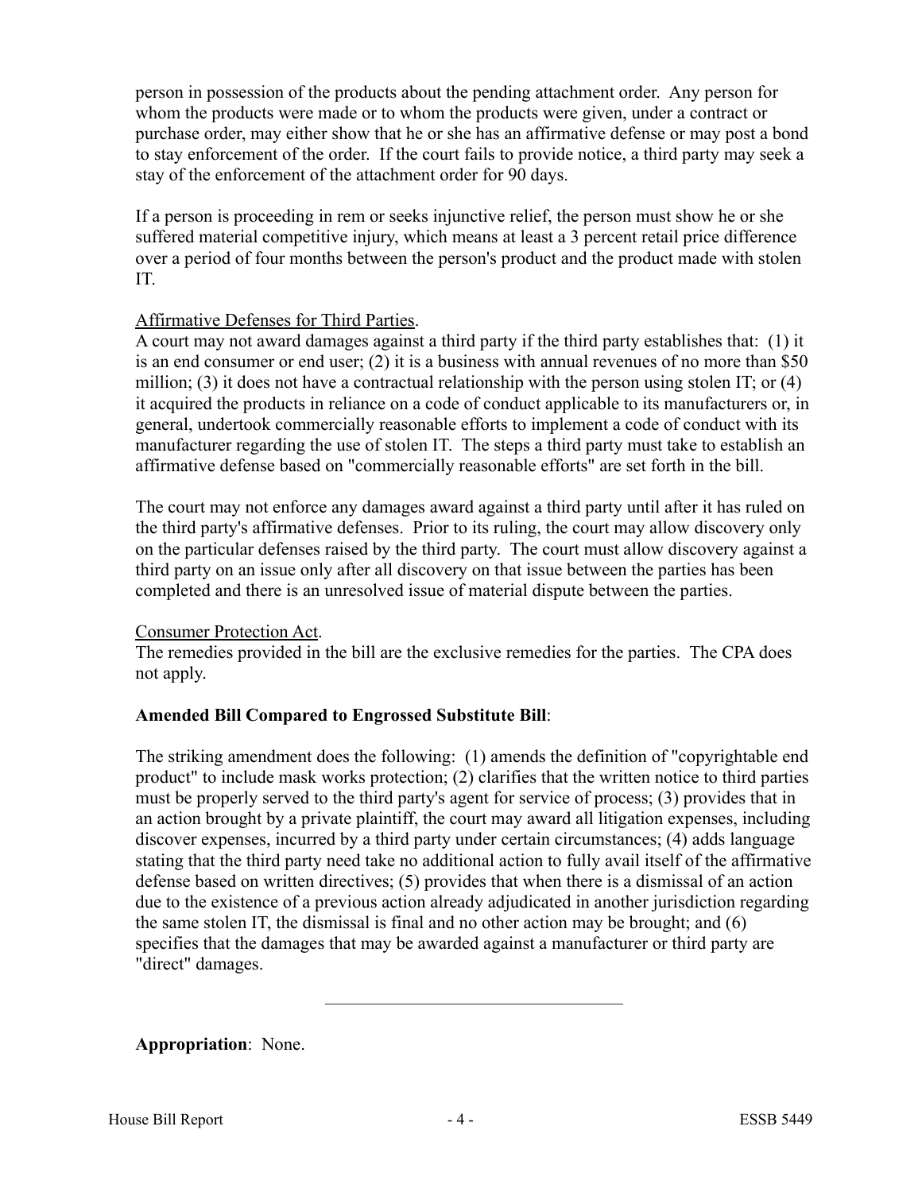person in possession of the products about the pending attachment order. Any person for whom the products were made or to whom the products were given, under a contract or purchase order, may either show that he or she has an affirmative defense or may post a bond to stay enforcement of the order. If the court fails to provide notice, a third party may seek a stay of the enforcement of the attachment order for 90 days.

If a person is proceeding in rem or seeks injunctive relief, the person must show he or she suffered material competitive injury, which means at least a 3 percent retail price difference over a period of four months between the person's product and the product made with stolen IT.

Affirmative Defenses for Third Parties.
A court may not award damages against a third party if the third party establishes that: (1) it is an end consumer or end user; (2) it is a business with annual revenues of no more than $50 million; (3) it does not have a contractual relationship with the person using stolen IT; or (4) it acquired the products in reliance on a code of conduct applicable to its manufacturers or, in general, undertook commercially reasonable efforts to implement a code of conduct with its manufacturer regarding the use of stolen IT. The steps a third party must take to establish an affirmative defense based on "commercially reasonable efforts" are set forth in the bill.

The court may not enforce any damages award against a third party until after it has ruled on the third party's affirmative defenses. Prior to its ruling, the court may allow discovery only on the particular defenses raised by the third party. The court must allow discovery against a third party on an issue only after all discovery on that issue between the parties has been completed and there is an unresolved issue of material dispute between the parties.

Consumer Protection Act.
The remedies provided in the bill are the exclusive remedies for the parties. The CPA does not apply.

**Amended Bill Compared to Engrossed Substitute Bill**:

The striking amendment does the following: (1) amends the definition of "copyrightable end product" to include mask works protection; (2) clarifies that the written notice to third parties must be properly served to the third party's agent for service of process; (3) provides that in an action brought by a private plaintiff, the court may award all litigation expenses, including discover expenses, incurred by a third party under certain circumstances; (4) adds language stating that the third party need take no additional action to fully avail itself of the affirmative defense based on written directives; (5) provides that when there is a dismissal of an action due to the existence of a previous action already adjudicated in another jurisdiction regarding the same stolen IT, the dismissal is final and no other action may be brought; and (6) specifies that the damages that may be awarded against a manufacturer or third party are "direct" damages.

---

**Appropriation**: None.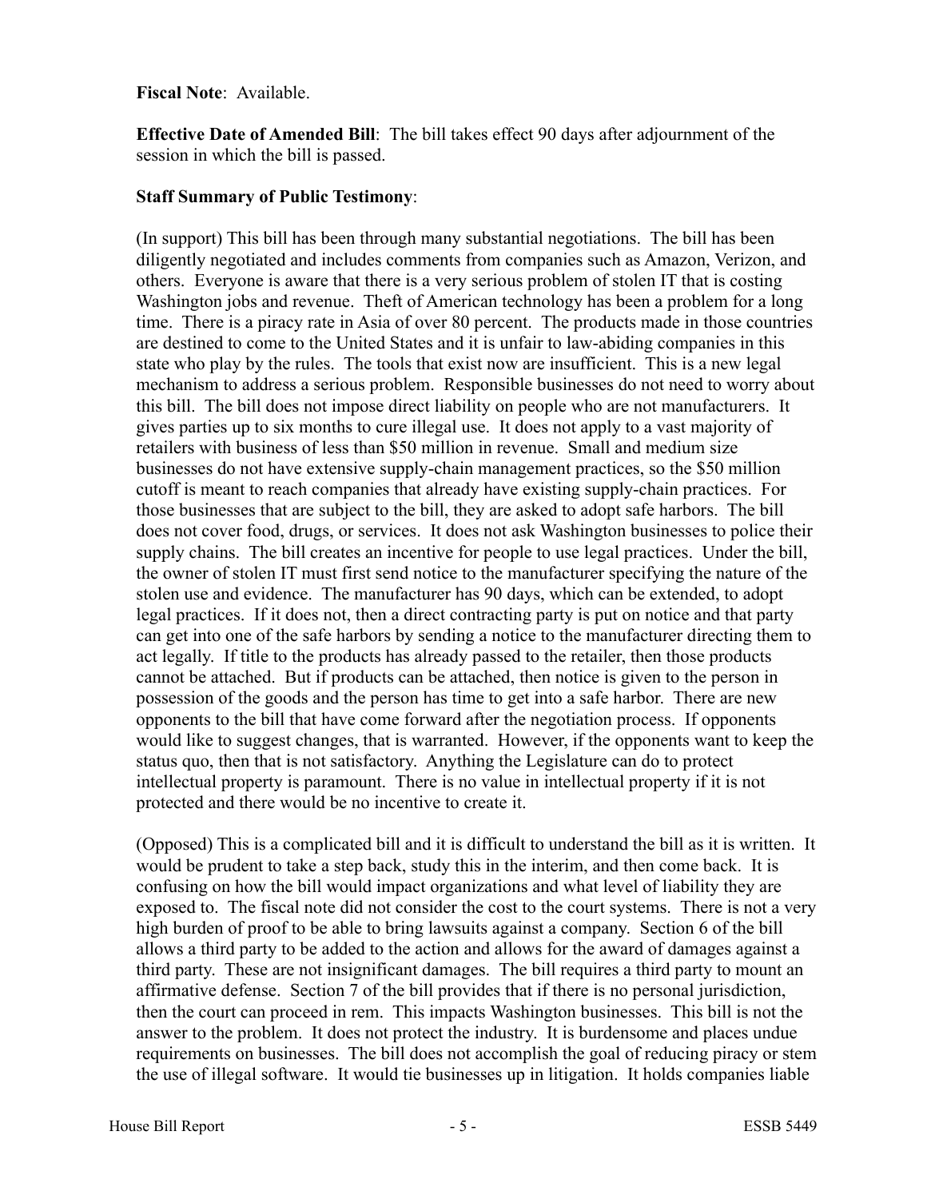**Fiscal Note**: Available.

**Effective Date of Amended Bill**: The bill takes effect 90 days after adjournment of the session in which the bill is passed.

**Staff Summary of Public Testimony**:

(In support) This bill has been through many substantial negotiations. The bill has been diligently negotiated and includes comments from companies such as Amazon, Verizon, and others. Everyone is aware that there is a very serious problem of stolen IT that is costing Washington jobs and revenue. Theft of American technology has been a problem for a long time. There is a piracy rate in Asia of over 80 percent. The products made in those countries are destined to come to the United States and it is unfair to law-abiding companies in this state who play by the rules. The tools that exist now are insufficient. This is a new legal mechanism to address a serious problem. Responsible businesses do not need to worry about this bill. The bill does not impose direct liability on people who are not manufacturers. It gives parties up to six months to cure illegal use. It does not apply to a vast majority of retailers with business of less than $50 million in revenue. Small and medium size businesses do not have extensive supply-chain management practices, so the $50 million cutoff is meant to reach companies that already have existing supply-chain practices. For those businesses that are subject to the bill, they are asked to adopt safe harbors. The bill does not cover food, drugs, or services. It does not ask Washington businesses to police their supply chains. The bill creates an incentive for people to use legal practices. Under the bill, the owner of stolen IT must first send notice to the manufacturer specifying the nature of the stolen use and evidence. The manufacturer has 90 days, which can be extended, to adopt legal practices. If it does not, then a direct contracting party is put on notice and that party can get into one of the safe harbors by sending a notice to the manufacturer directing them to act legally. If title to the products has already passed to the retailer, then those products cannot be attached. But if products can be attached, then notice is given to the person in possession of the goods and the person has time to get into a safe harbor. There are new opponents to the bill that have come forward after the negotiation process. If opponents would like to suggest changes, that is warranted. However, if the opponents want to keep the status quo, then that is not satisfactory. Anything the Legislature can do to protect intellectual property is paramount. There is no value in intellectual property if it is not protected and there would be no incentive to create it.

(Opposed) This is a complicated bill and it is difficult to understand the bill as it is written. It would be prudent to take a step back, study this in the interim, and then come back. It is confusing on how the bill would impact organizations and what level of liability they are exposed to. The fiscal note did not consider the cost to the court systems. There is not a very high burden of proof to be able to bring lawsuits against a company. Section 6 of the bill allows a third party to be added to the action and allows for the award of damages against a third party. These are not insignificant damages. The bill requires a third party to mount an affirmative defense. Section 7 of the bill provides that if there is no personal jurisdiction, then the court can proceed in rem. This impacts Washington businesses. This bill is not the answer to the problem. It does not protect the industry. It is burdensome and places undue requirements on businesses. The bill does not accomplish the goal of reducing piracy or stem the use of illegal software. It would tie businesses up in litigation. It holds companies liable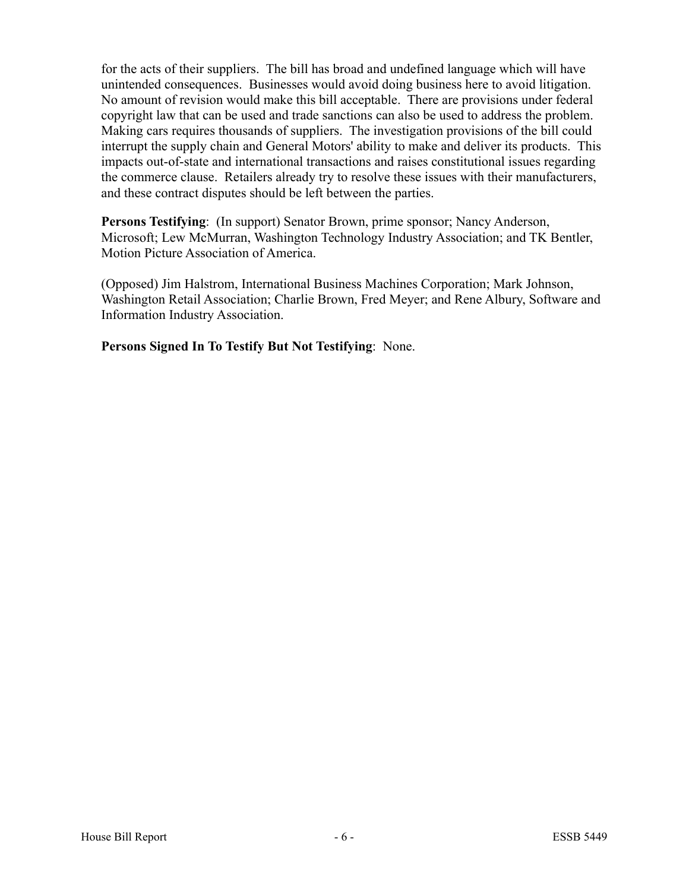for the acts of their suppliers. The bill has broad and undefined language which will have unintended consequences. Businesses would avoid doing business here to avoid litigation. No amount of revision would make this bill acceptable. There are provisions under federal copyright law that can be used and trade sanctions can also be used to address the problem. Making cars requires thousands of suppliers. The investigation provisions of the bill could interrupt the supply chain and General Motors' ability to make and deliver its products. This impacts out-of-state and international transactions and raises constitutional issues regarding the commerce clause. Retailers already try to resolve these issues with their manufacturers, and these contract disputes should be left between the parties.

**Persons Testifying**: (In support) Senator Brown, prime sponsor; Nancy Anderson, Microsoft; Lew McMurran, Washington Technology Industry Association; and TK Bentler, Motion Picture Association of America.

(Opposed) Jim Halstrom, International Business Machines Corporation; Mark Johnson, Washington Retail Association; Charlie Brown, Fred Meyer; and Rene Albury, Software and Information Industry Association.

**Persons Signed In To Testify But Not Testifying**: None.